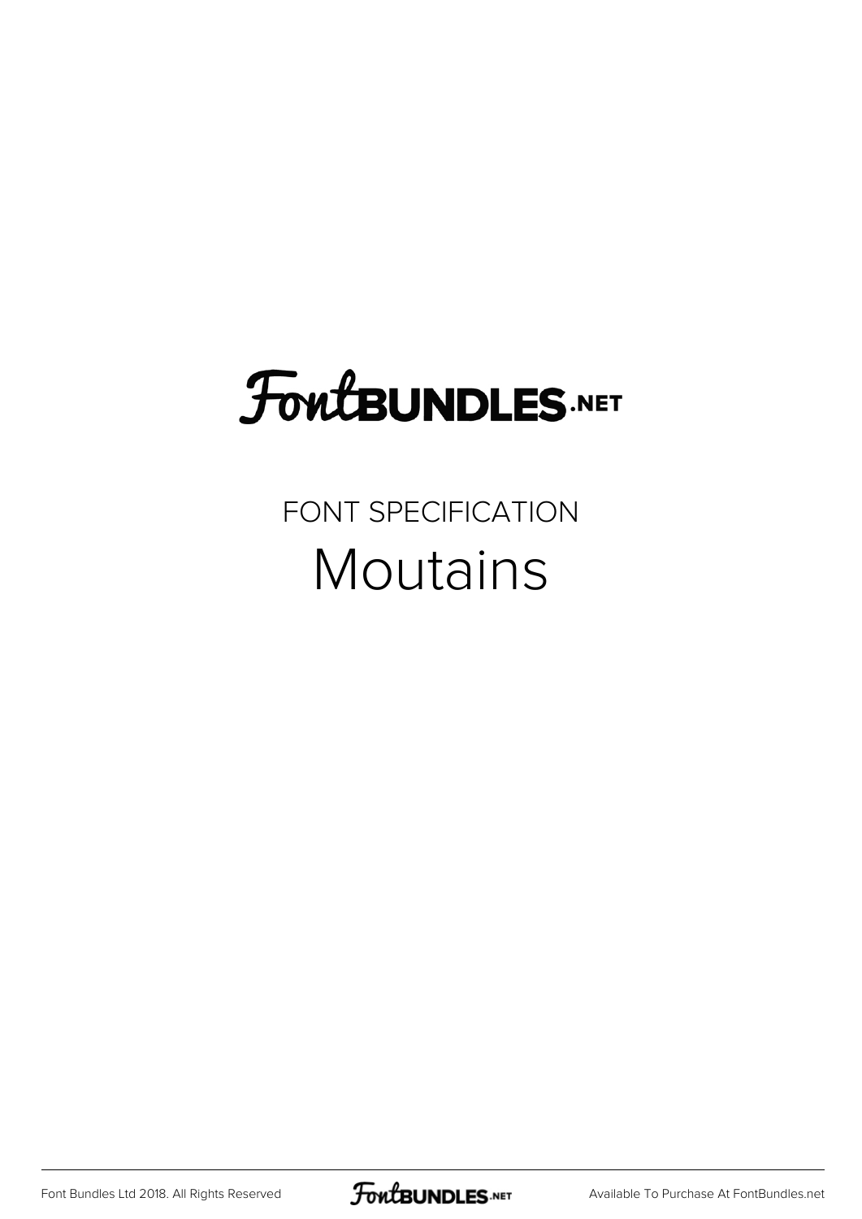# FontBUNDLES.NET

FONT SPECIFICATION

## Moutains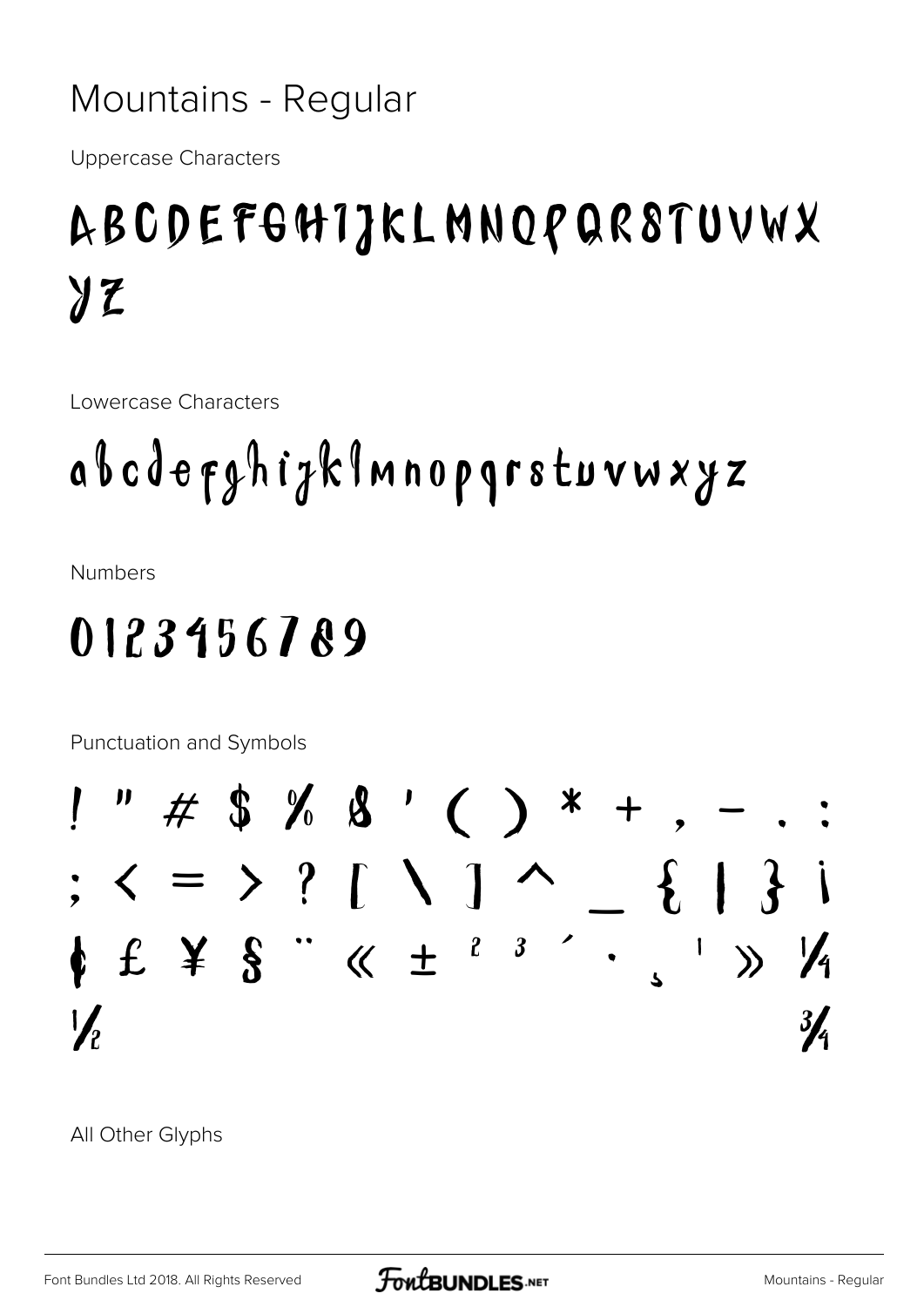# Mountains - Regular

Uppercase Characters

ABCDEFGHIJKLMNOPQRSTUVWX YZ

Lowercase Characters

abcdefghijklmnopqrstuvwxyz

Numbers

0123456789

Punctuation and Symbols

! " # $ % & ' ( ) * + , - . : ; < = > ? [ \ ] ^ _ { | } ¡ ¢ £ ¥ § ¨ « ± ² ³ ´ · ¸ ¹ » ¼ ½ ¾

All Other Glyphs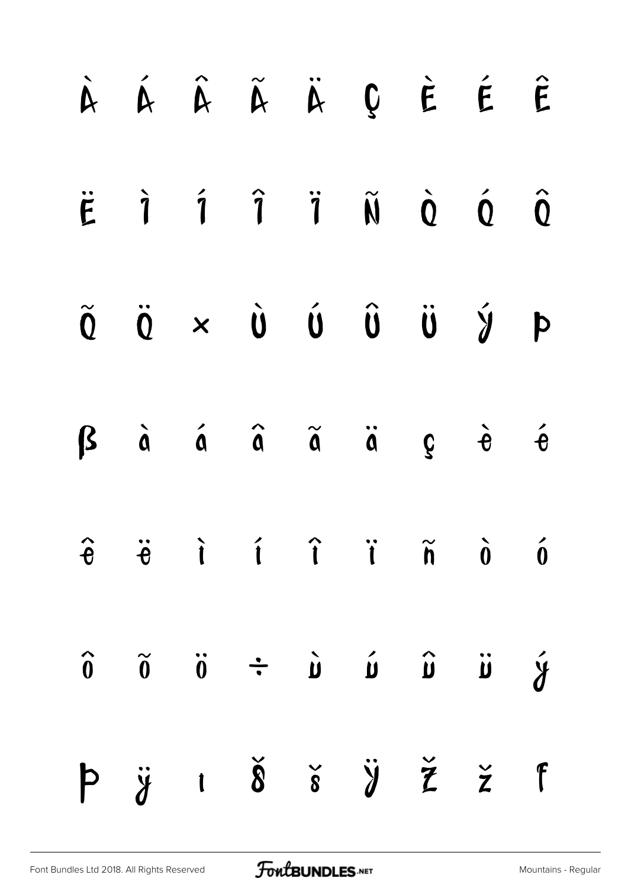À Á Â Ã Ä Ç È É Ê

Ë Ì Í Î Ï Ñ Ò Ó Ô

Õ Ö × Ù Ú Û Ü Ý Þ

ß à á â ã ä ç è é

ê ë ì í î ï ñ ò ó

ô õ ö ÷ ù ú û ü ý

þ ÿ ı Š š Ÿ Ž ž ƒ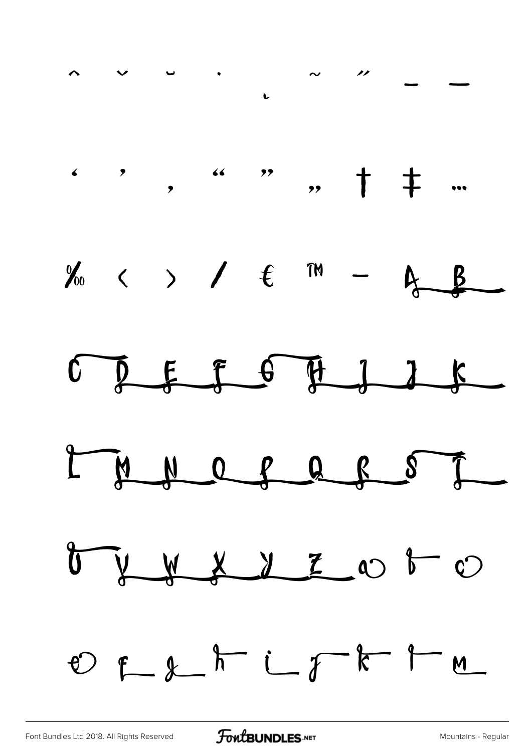^ ˇ ˘ ˙ ˛ ˜ ˝ – —

' ' ‚ " " „ † ‡ …

‰ ‹ › ⁄ € ™ − A B

C D E F G H I J K

L M N O P Q R S T

U V W X Y Z a b c

d e f g h i j k l m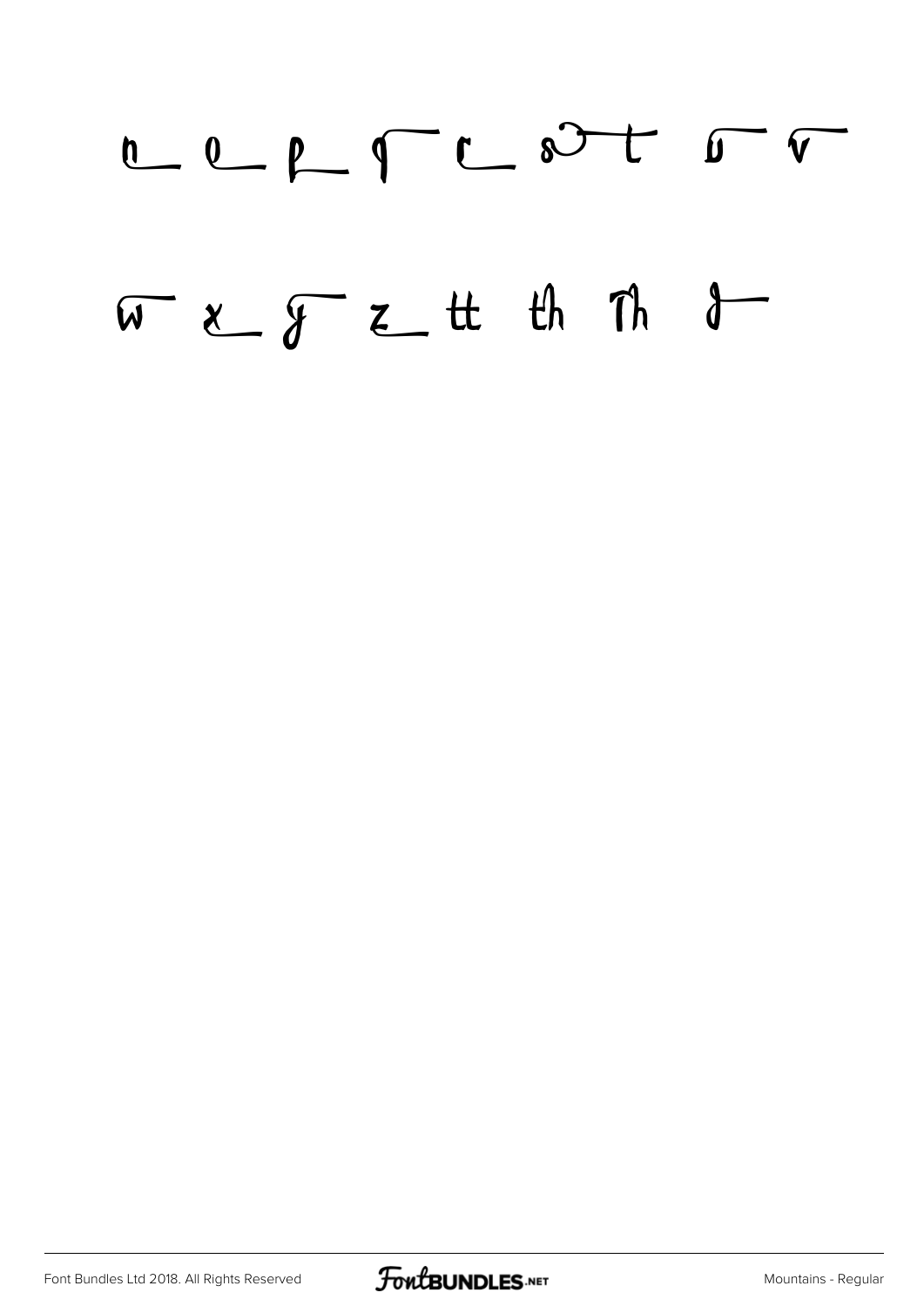n_ e_ p_ q‾ r_ s‾t u‾ v‾

w‾ x_ y‾ z_ tt th Th d‾